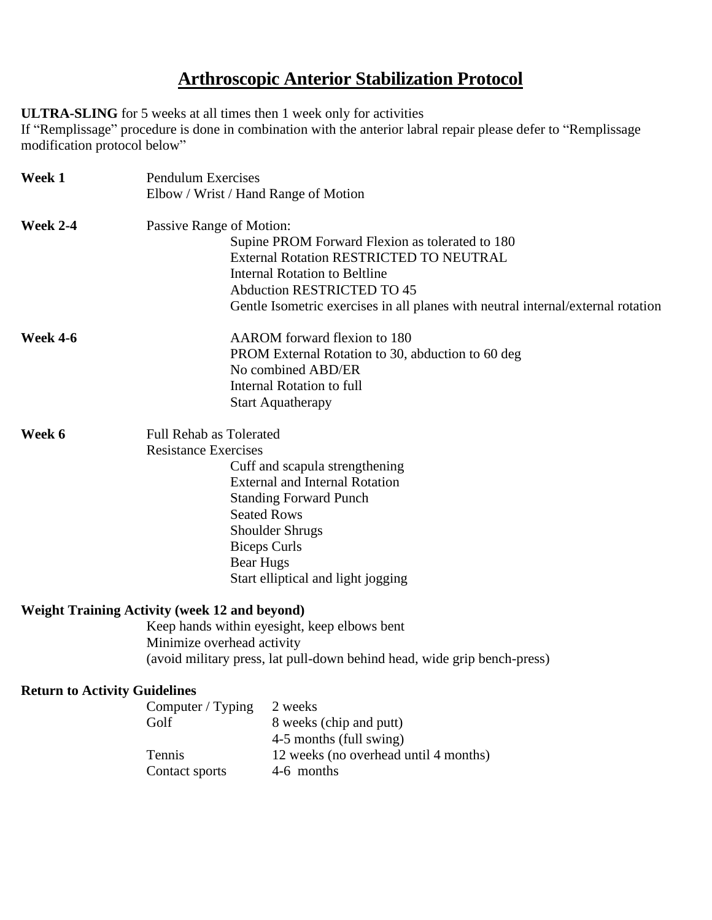# Arthroscopic Anterior Stabilization Protocol

**ULTRA-SLING** for 5 weeks at all times then 1 week only for activities
If "Remplissage" procedure is done in combination with the anterior labral repair please defer to "Remplissage modification protocol below"

**Week 1**
- Pendulum Exercises
- Elbow / Wrist / Hand Range of Motion

**Week 2-4**
- Passive Range of Motion:
  - Supine PROM Forward Flexion as tolerated to 180
  - External Rotation RESTRICTED TO NEUTRAL
  - Internal Rotation to Beltline
  - Abduction RESTRICTED TO 45
  - Gentle Isometric exercises in all planes with neutral internal/external rotation

**Week 4-6**
- AAROM forward flexion to 180
- PROM External Rotation to 30, abduction to 60 deg
- No combined ABD/ER
- Internal Rotation to full
- Start Aquatherapy

**Week 6**
- Full Rehab as Tolerated
- Resistance Exercises
  - Cuff and scapula strengthening
  - External and Internal Rotation
  - Standing Forward Punch
  - Seated Rows
  - Shoulder Shrugs
  - Biceps Curls
  - Bear Hugs
  - Start elliptical and light jogging

**Weight Training Activity (week 12 and beyond)**
- Keep hands within eyesight, keep elbows bent
- Minimize overhead activity
- (avoid military press, lat pull-down behind head, wide grip bench-press)

**Return to Activity Guidelines**

| Activity | Timeframe |
|---|---|
| Computer / Typing | 2 weeks |
| Golf | 8 weeks (chip and putt) |
| | 4-5 months (full swing) |
| Tennis | 12 weeks (no overhead until 4 months) |
| Contact sports | 4-6 months |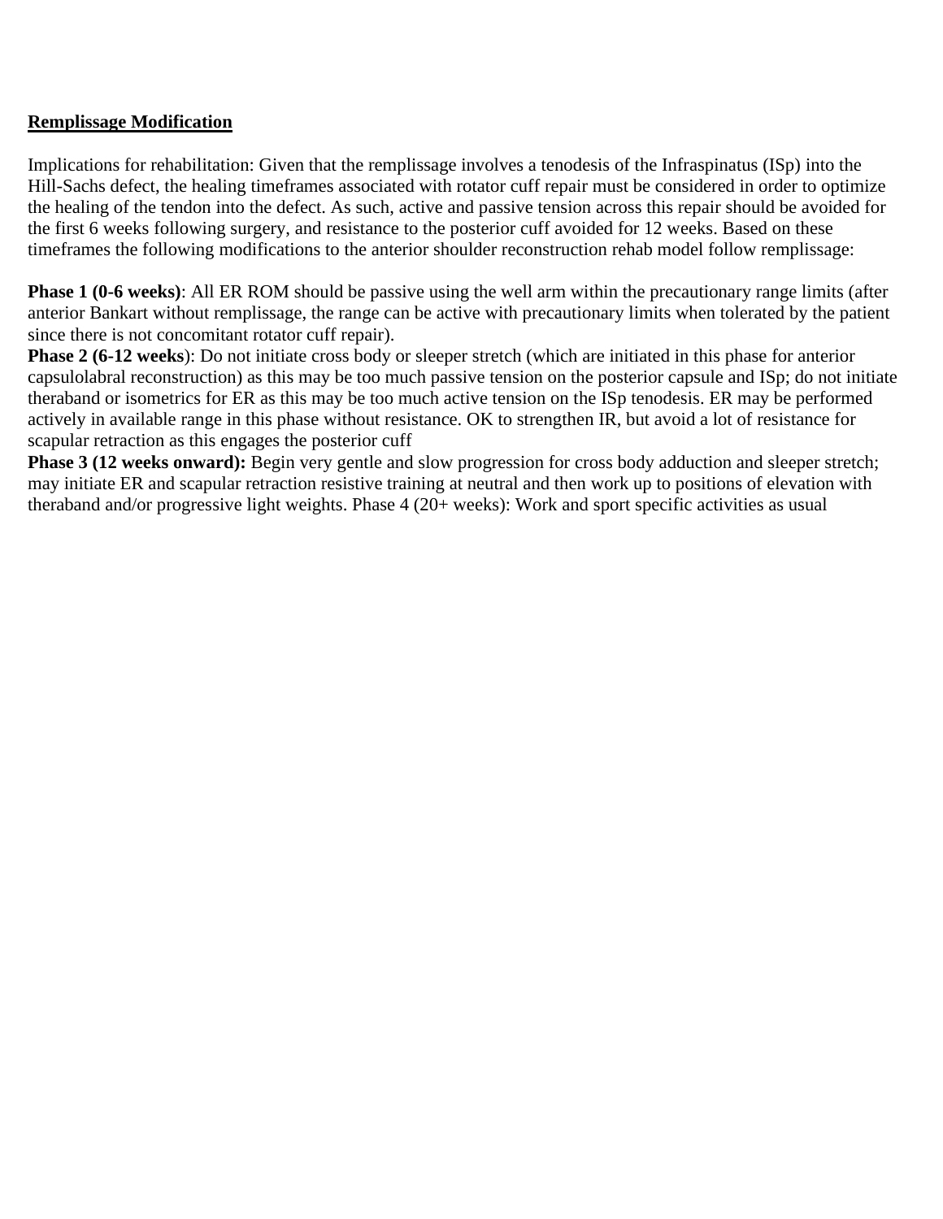**<u>Remplissage Modification</u>**

Implications for rehabilitation: Given that the remplissage involves a tenodesis of the Infraspinatus (ISp) into the Hill-Sachs defect, the healing timeframes associated with rotator cuff repair must be considered in order to optimize the healing of the tendon into the defect. As such, active and passive tension across this repair should be avoided for the first 6 weeks following surgery, and resistance to the posterior cuff avoided for 12 weeks. Based on these timeframes the following modifications to the anterior shoulder reconstruction rehab model follow remplissage:

**Phase 1 (0-6 weeks)**: All ER ROM should be passive using the well arm within the precautionary range limits (after anterior Bankart without remplissage, the range can be active with precautionary limits when tolerated by the patient since there is not concomitant rotator cuff repair).

**Phase 2 (6-12 weeks**): Do not initiate cross body or sleeper stretch (which are initiated in this phase for anterior capsulolabral reconstruction) as this may be too much passive tension on the posterior capsule and ISp; do not initiate theraband or isometrics for ER as this may be too much active tension on the ISp tenodesis. ER may be performed actively in available range in this phase without resistance. OK to strengthen IR, but avoid a lot of resistance for scapular retraction as this engages the posterior cuff

**Phase 3 (12 weeks onward):** Begin very gentle and slow progression for cross body adduction and sleeper stretch; may initiate ER and scapular retraction resistive training at neutral and then work up to positions of elevation with theraband and/or progressive light weights. Phase 4 (20+ weeks): Work and sport specific activities as usual